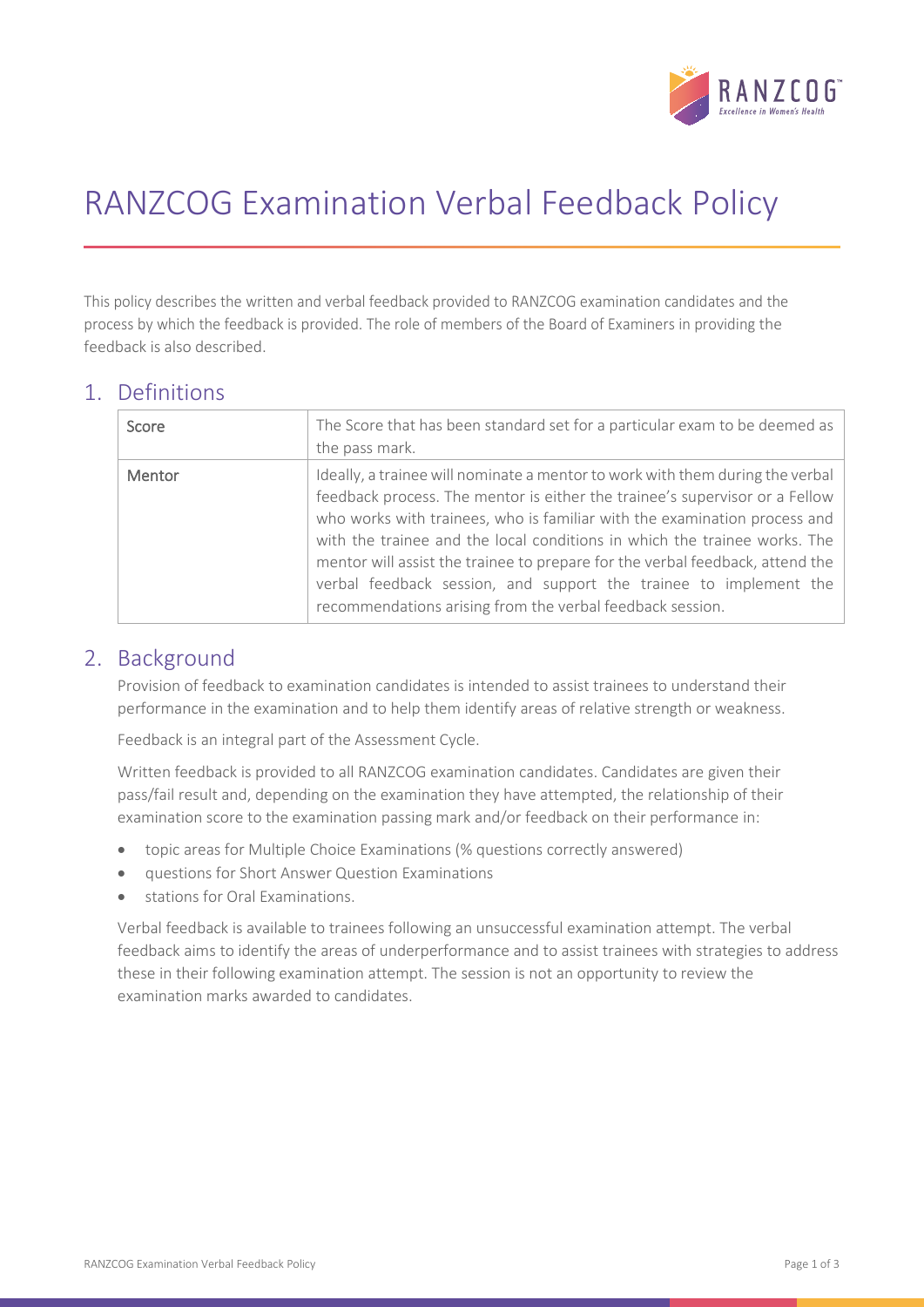# RANZCOG Examination Verbal Feedback Policy

This policy describes the written and verbal feedback provided to RANZCOG examination candidates and the process by which the feedback is provided. The role of members of the Board of Examiners in providing the feedback is also described.

## 1. Definitions

| | |
|---|---|
| Score | The Score that has been standard set for a particular exam to be deemed as the pass mark. |
| Mentor | Ideally, a trainee will nominate a mentor to work with them during the verbal feedback process. The mentor is either the trainee's supervisor or a Fellow who works with trainees, who is familiar with the examination process and with the trainee and the local conditions in which the trainee works. The mentor will assist the trainee to prepare for the verbal feedback, attend the verbal feedback session, and support the trainee to implement the recommendations arising from the verbal feedback session. |

## 2. Background

Provision of feedback to examination candidates is intended to assist trainees to understand their performance in the examination and to help them identify areas of relative strength or weakness.

Feedback is an integral part of the Assessment Cycle.

Written feedback is provided to all RANZCOG examination candidates. Candidates are given their pass/fail result and, depending on the examination they have attempted, the relationship of their examination score to the examination passing mark and/or feedback on their performance in:

- topic areas for Multiple Choice Examinations (% questions correctly answered)
- questions for Short Answer Question Examinations
- stations for Oral Examinations.

Verbal feedback is available to trainees following an unsuccessful examination attempt. The verbal feedback aims to identify the areas of underperformance and to assist trainees with strategies to address these in their following examination attempt. The session is not an opportunity to review the examination marks awarded to candidates.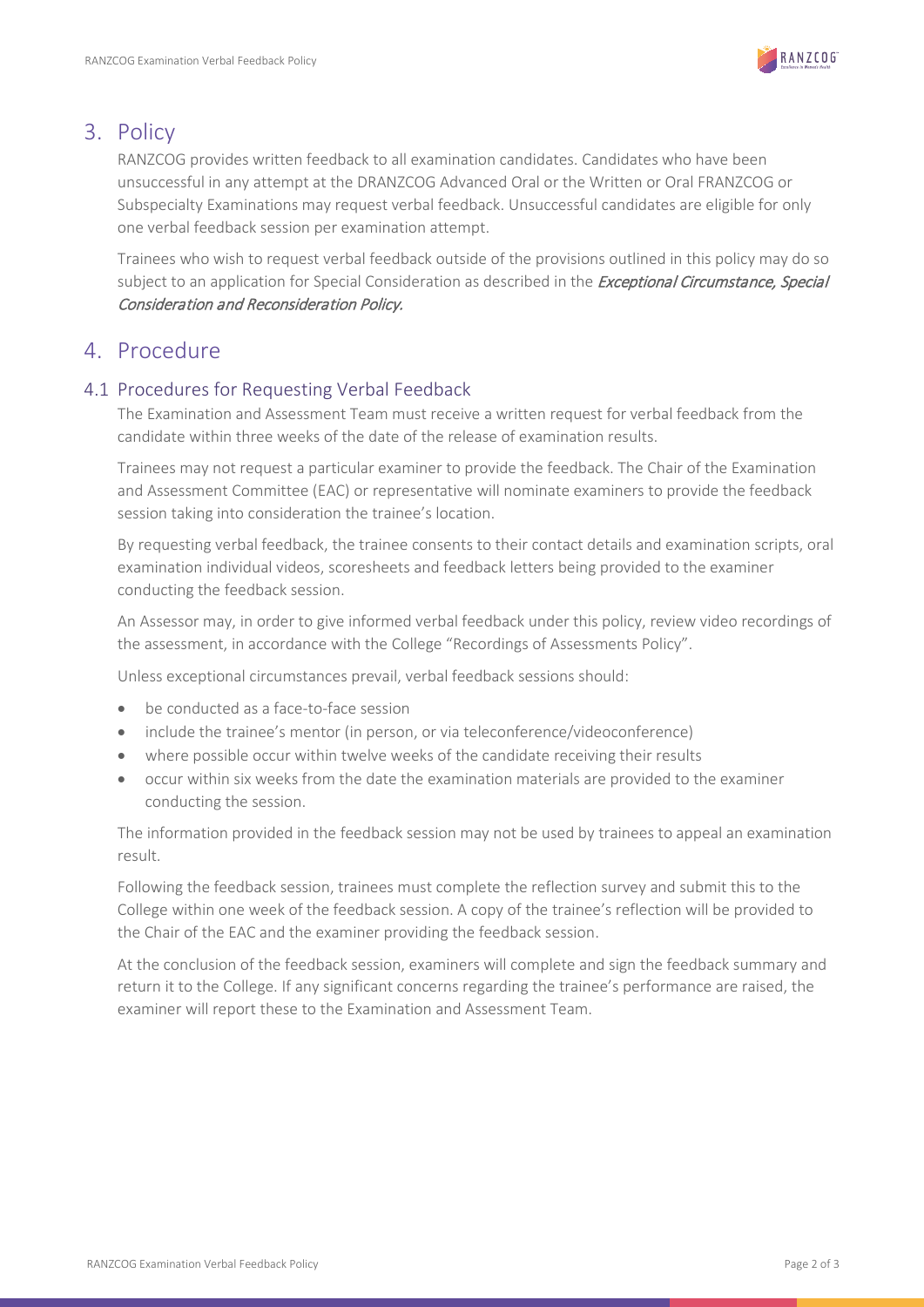## 3. Policy

RANZCOG provides written feedback to all examination candidates. Candidates who have been unsuccessful in any attempt at the DRANZCOG Advanced Oral or the Written or Oral FRANZCOG or Subspecialty Examinations may request verbal feedback. Unsuccessful candidates are eligible for only one verbal feedback session per examination attempt.

Trainees who wish to request verbal feedback outside of the provisions outlined in this policy may do so subject to an application for Special Consideration as described in the *Exceptional Circumstance, Special Consideration and Reconsideration Policy.*

## 4. Procedure

### 4.1 Procedures for Requesting Verbal Feedback

The Examination and Assessment Team must receive a written request for verbal feedback from the candidate within three weeks of the date of the release of examination results.

Trainees may not request a particular examiner to provide the feedback. The Chair of the Examination and Assessment Committee (EAC) or representative will nominate examiners to provide the feedback session taking into consideration the trainee's location.

By requesting verbal feedback, the trainee consents to their contact details and examination scripts, oral examination individual videos, scoresheets and feedback letters being provided to the examiner conducting the feedback session.

An Assessor may, in order to give informed verbal feedback under this policy, review video recordings of the assessment, in accordance with the College "Recordings of Assessments Policy".

Unless exceptional circumstances prevail, verbal feedback sessions should:

- be conducted as a face-to-face session
- include the trainee's mentor (in person, or via teleconference/videoconference)
- where possible occur within twelve weeks of the candidate receiving their results
- occur within six weeks from the date the examination materials are provided to the examiner conducting the session.

The information provided in the feedback session may not be used by trainees to appeal an examination result.

Following the feedback session, trainees must complete the reflection survey and submit this to the College within one week of the feedback session. A copy of the trainee's reflection will be provided to the Chair of the EAC and the examiner providing the feedback session.

At the conclusion of the feedback session, examiners will complete and sign the feedback summary and return it to the College. If any significant concerns regarding the trainee's performance are raised, the examiner will report these to the Examination and Assessment Team.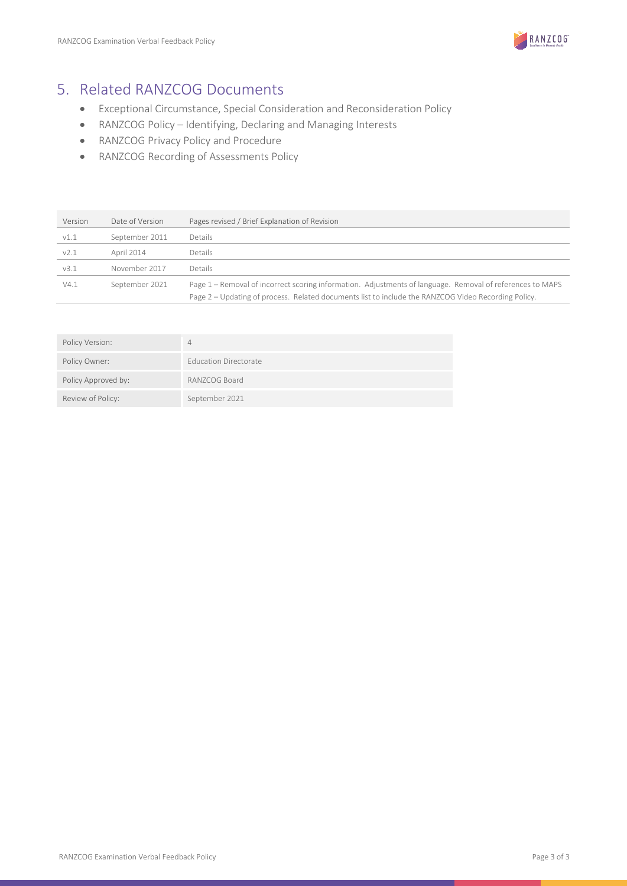## 5. Related RANZCOG Documents

- Exceptional Circumstance, Special Consideration and Reconsideration Policy
- RANZCOG Policy – Identifying, Declaring and Managing Interests
- RANZCOG Privacy Policy and Procedure
- RANZCOG Recording of Assessments Policy

| Version | Date of Version | Pages revised / Brief Explanation of Revision |
|---|---|---|
| v1.1 | September 2011 | Details |
| v2.1 | April 2014 | Details |
| v3.1 | November 2017 | Details |
| V4.1 | September 2021 | Page 1 – Removal of incorrect scoring information. Adjustments of language. Removal of references to MAPS<br>Page 2 – Updating of process. Related documents list to include the RANZCOG Video Recording Policy. |

| | |
|---|---|
| Policy Version: | 4 |
| Policy Owner: | Education Directorate |
| Policy Approved by: | RANZCOG Board |
| Review of Policy: | September 2021 |